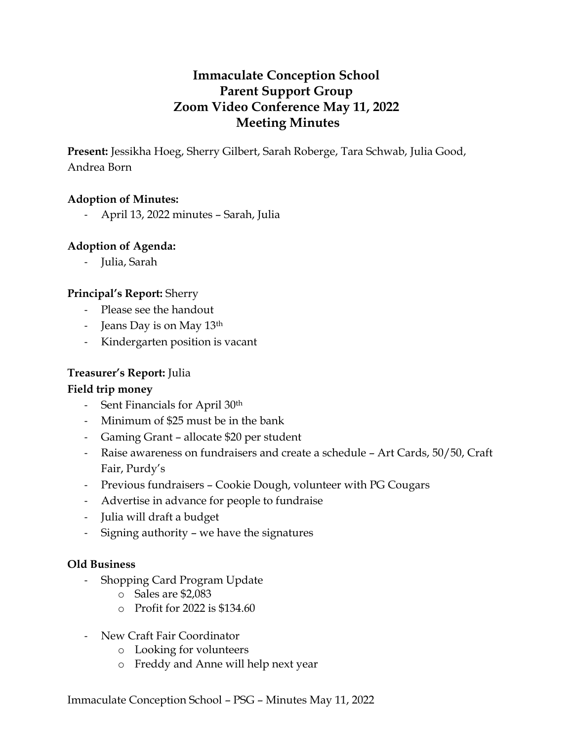# Immaculate Conception School
# Parent Support Group
# Zoom Video Conference May 11, 2022
# Meeting Minutes

**Present:** Jessikha Hoeg, Sherry Gilbert, Sarah Roberge, Tara Schwab, Julia Good, Andrea Born

**Adoption of Minutes:**

- April 13, 2022 minutes – Sarah, Julia

**Adoption of Agenda:**

- Julia, Sarah

**Principal's Report:** Sherry

- Please see the handout
- Jeans Day is on May 13th
- Kindergarten position is vacant

**Treasurer's Report:** Julia

**Field trip money**

- Sent Financials for April 30th
- Minimum of $25 must be in the bank
- Gaming Grant – allocate $20 per student
- Raise awareness on fundraisers and create a schedule – Art Cards, 50/50, Craft Fair, Purdy's
- Previous fundraisers – Cookie Dough, volunteer with PG Cougars
- Advertise in advance for people to fundraise
- Julia will draft a budget
- Signing authority – we have the signatures

**Old Business**

- Shopping Card Program Update
  - Sales are $2,083
  - Profit for 2022 is $134.60

- New Craft Fair Coordinator
  - Looking for volunteers
  - Freddy and Anne will help next year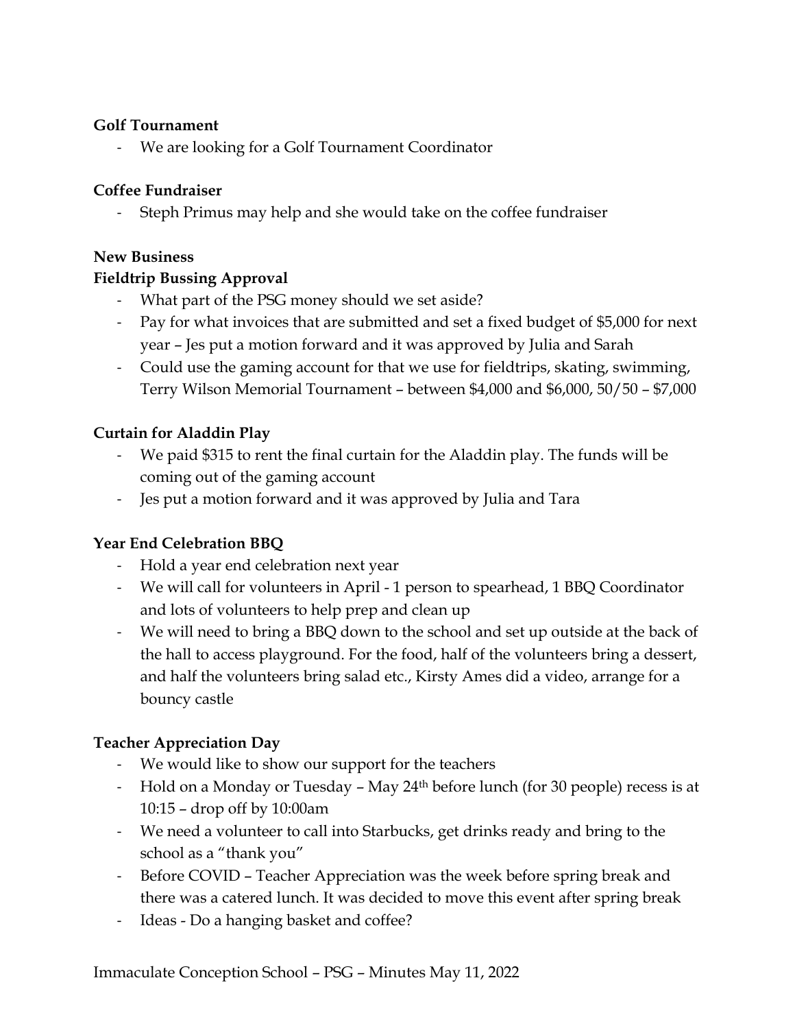**Golf Tournament**

- We are looking for a Golf Tournament Coordinator

**Coffee Fundraiser**

- Steph Primus may help and she would take on the coffee fundraiser

**New Business**

**Fieldtrip Bussing Approval**

- What part of the PSG money should we set aside?
- Pay for what invoices that are submitted and set a fixed budget of $5,000 for next year – Jes put a motion forward and it was approved by Julia and Sarah
- Could use the gaming account for that we use for fieldtrips, skating, swimming, Terry Wilson Memorial Tournament – between $4,000 and $6,000, 50/50 – $7,000

**Curtain for Aladdin Play**

- We paid $315 to rent the final curtain for the Aladdin play. The funds will be coming out of the gaming account
- Jes put a motion forward and it was approved by Julia and Tara

**Year End Celebration BBQ**

- Hold a year end celebration next year
- We will call for volunteers in April - 1 person to spearhead, 1 BBQ Coordinator and lots of volunteers to help prep and clean up
- We will need to bring a BBQ down to the school and set up outside at the back of the hall to access playground. For the food, half of the volunteers bring a dessert, and half the volunteers bring salad etc., Kirsty Ames did a video, arrange for a bouncy castle

**Teacher Appreciation Day**

- We would like to show our support for the teachers
- Hold on a Monday or Tuesday – May 24th before lunch (for 30 people) recess is at 10:15 – drop off by 10:00am
- We need a volunteer to call into Starbucks, get drinks ready and bring to the school as a "thank you"
- Before COVID – Teacher Appreciation was the week before spring break and there was a catered lunch. It was decided to move this event after spring break
- Ideas - Do a hanging basket and coffee?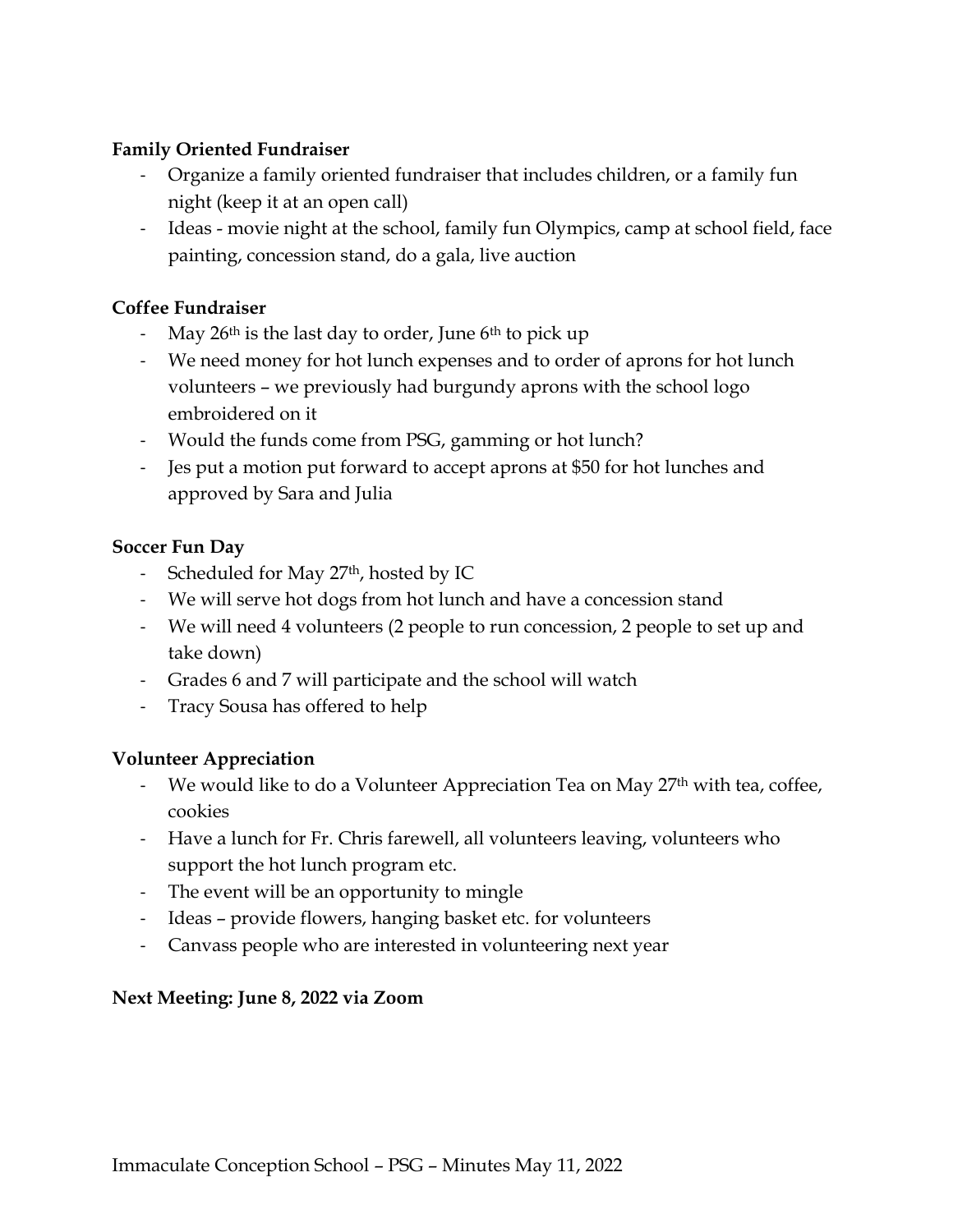**Family Oriented Fundraiser**

- Organize a family oriented fundraiser that includes children, or a family fun night (keep it at an open call)
- Ideas - movie night at the school, family fun Olympics, camp at school field, face painting, concession stand, do a gala, live auction

**Coffee Fundraiser**

- May 26th is the last day to order, June 6th to pick up
- We need money for hot lunch expenses and to order of aprons for hot lunch volunteers – we previously had burgundy aprons with the school logo embroidered on it
- Would the funds come from PSG, gamming or hot lunch?
- Jes put a motion put forward to accept aprons at $50 for hot lunches and approved by Sara and Julia

**Soccer Fun Day**

- Scheduled for May 27th, hosted by IC
- We will serve hot dogs from hot lunch and have a concession stand
- We will need 4 volunteers (2 people to run concession, 2 people to set up and take down)
- Grades 6 and 7 will participate and the school will watch
- Tracy Sousa has offered to help

**Volunteer Appreciation**

- We would like to do a Volunteer Appreciation Tea on May 27th with tea, coffee, cookies
- Have a lunch for Fr. Chris farewell, all volunteers leaving, volunteers who support the hot lunch program etc.
- The event will be an opportunity to mingle
- Ideas – provide flowers, hanging basket etc. for volunteers
- Canvass people who are interested in volunteering next year

**Next Meeting: June 8, 2022 via Zoom**